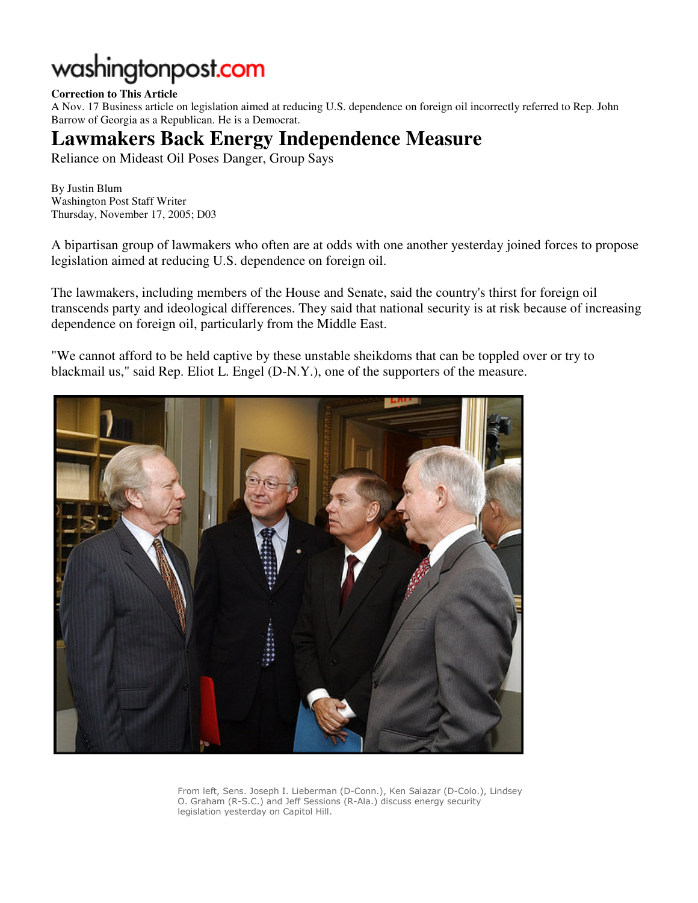washingtonpost.com

**Correction to This Article**

A Nov. 17 Business article on legislation aimed at reducing U.S. dependence on foreign oil incorrectly referred to Rep. John Barrow of Georgia as a Republican. He is a Democrat.

# Lawmakers Back Energy Independence Measure

Reliance on Mideast Oil Poses Danger, Group Says

By Justin Blum
Washington Post Staff Writer
Thursday, November 17, 2005; D03

A bipartisan group of lawmakers who often are at odds with one another yesterday joined forces to propose legislation aimed at reducing U.S. dependence on foreign oil.

The lawmakers, including members of the House and Senate, said the country's thirst for foreign oil transcends party and ideological differences. They said that national security is at risk because of increasing dependence on foreign oil, particularly from the Middle East.

"We cannot afford to be held captive by these unstable sheikdoms that can be toppled over or try to blackmail us," said Rep. Eliot L. Engel (D-N.Y.), one of the supporters of the measure.

From left, Sens. Joseph I. Lieberman (D-Conn.), Ken Salazar (D-Colo.), Lindsey O. Graham (R-S.C.) and Jeff Sessions (R-Ala.) discuss energy security legislation yesterday on Capitol Hill.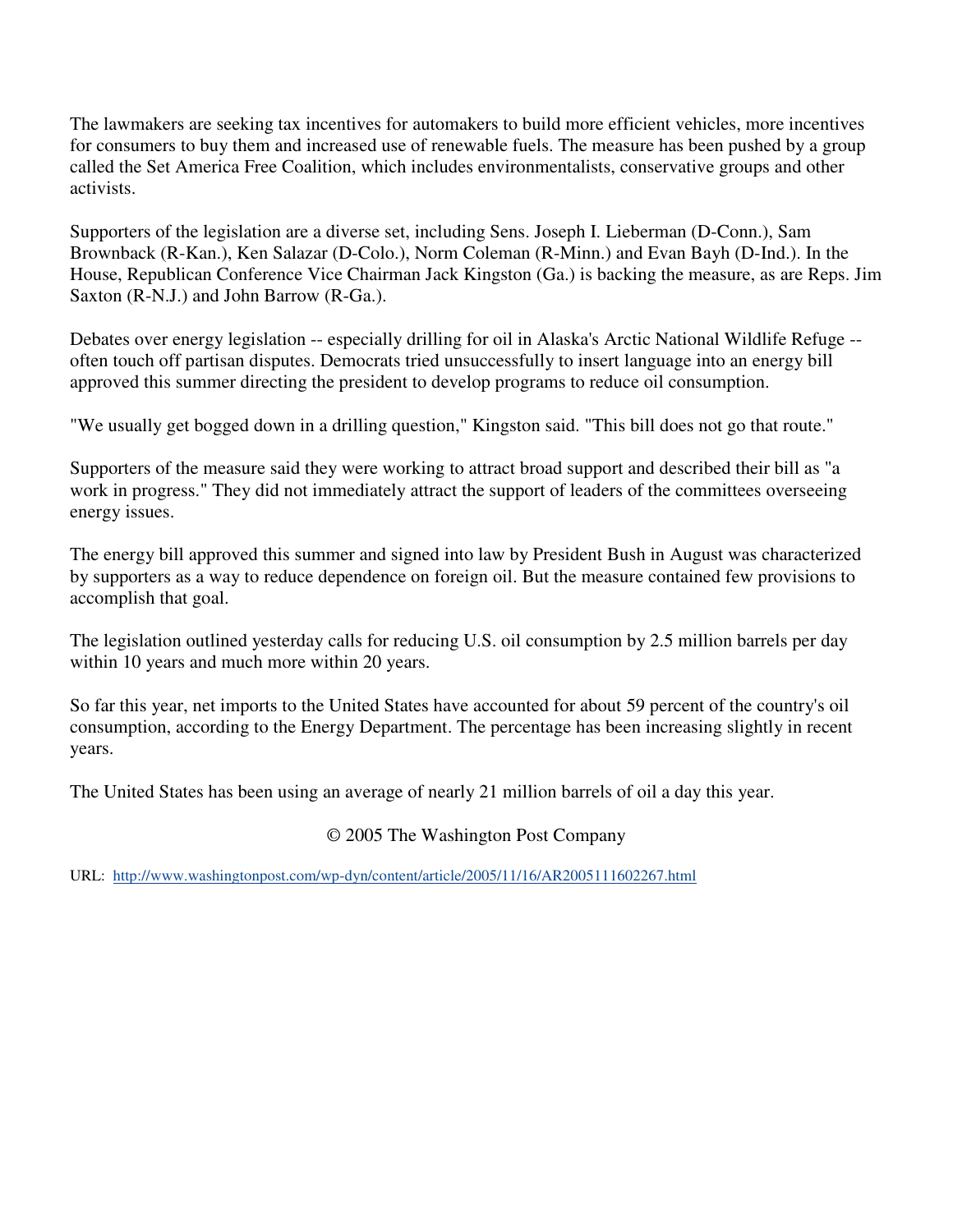The lawmakers are seeking tax incentives for automakers to build more efficient vehicles, more incentives for consumers to buy them and increased use of renewable fuels. The measure has been pushed by a group called the Set America Free Coalition, which includes environmentalists, conservative groups and other activists.

Supporters of the legislation are a diverse set, including Sens. Joseph I. Lieberman (D-Conn.), Sam Brownback (R-Kan.), Ken Salazar (D-Colo.), Norm Coleman (R-Minn.) and Evan Bayh (D-Ind.). In the House, Republican Conference Vice Chairman Jack Kingston (Ga.) is backing the measure, as are Reps. Jim Saxton (R-N.J.) and John Barrow (R-Ga.).

Debates over energy legislation -- especially drilling for oil in Alaska's Arctic National Wildlife Refuge -- often touch off partisan disputes. Democrats tried unsuccessfully to insert language into an energy bill approved this summer directing the president to develop programs to reduce oil consumption.

"We usually get bogged down in a drilling question," Kingston said. "This bill does not go that route."

Supporters of the measure said they were working to attract broad support and described their bill as "a work in progress." They did not immediately attract the support of leaders of the committees overseeing energy issues.

The energy bill approved this summer and signed into law by President Bush in August was characterized by supporters as a way to reduce dependence on foreign oil. But the measure contained few provisions to accomplish that goal.

The legislation outlined yesterday calls for reducing U.S. oil consumption by 2.5 million barrels per day within 10 years and much more within 20 years.

So far this year, net imports to the United States have accounted for about 59 percent of the country's oil consumption, according to the Energy Department. The percentage has been increasing slightly in recent years.

The United States has been using an average of nearly 21 million barrels of oil a day this year.

© 2005 The Washington Post Company

URL: http://www.washingtonpost.com/wp-dyn/content/article/2005/11/16/AR2005111602267.html